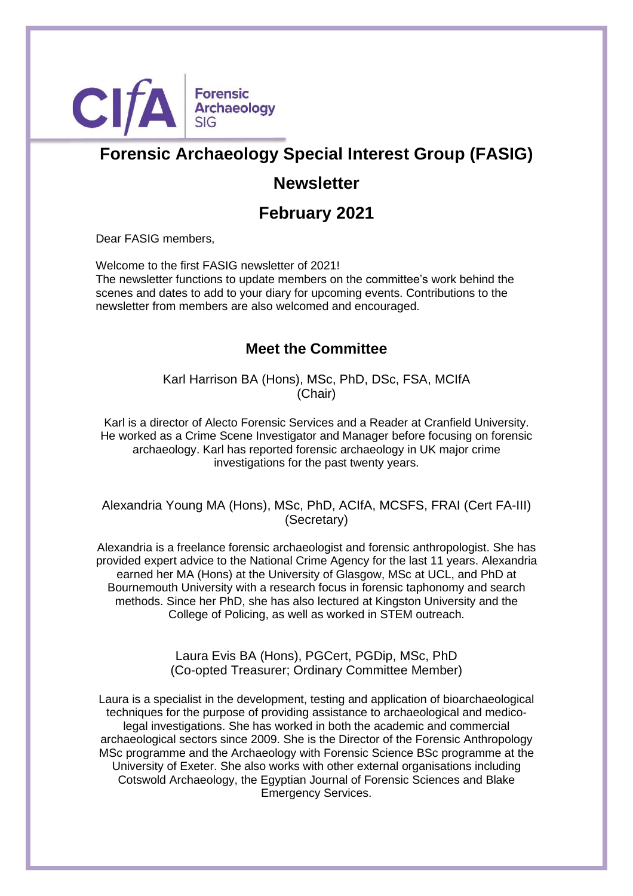CIfA Forensic Archaeology SIG

# Forensic Archaeology Special Interest Group (FASIG)

# Newsletter

# February 2021

Dear FASIG members,

Welcome to the first FASIG newsletter of 2021!
The newsletter functions to update members on the committee's work behind the scenes and dates to add to your diary for upcoming events. Contributions to the newsletter from members are also welcomed and encouraged.

## Meet the Committee

Karl Harrison BA (Hons), MSc, PhD, DSc, FSA, MCIfA
(Chair)

Karl is a director of Alecto Forensic Services and a Reader at Cranfield University. He worked as a Crime Scene Investigator and Manager before focusing on forensic archaeology. Karl has reported forensic archaeology in UK major crime investigations for the past twenty years.

Alexandria Young MA (Hons), MSc, PhD, ACIfA, MCSFS, FRAI (Cert FA-III)
(Secretary)

Alexandria is a freelance forensic archaeologist and forensic anthropologist. She has provided expert advice to the National Crime Agency for the last 11 years. Alexandria earned her MA (Hons) at the University of Glasgow, MSc at UCL, and PhD at Bournemouth University with a research focus in forensic taphonomy and search methods. Since her PhD, she has also lectured at Kingston University and the College of Policing, as well as worked in STEM outreach.

Laura Evis BA (Hons), PGCert, PGDip, MSc, PhD
(Co-opted Treasurer; Ordinary Committee Member)

Laura is a specialist in the development, testing and application of bioarchaeological techniques for the purpose of providing assistance to archaeological and medico-legal investigations. She has worked in both the academic and commercial archaeological sectors since 2009. She is the Director of the Forensic Anthropology MSc programme and the Archaeology with Forensic Science BSc programme at the University of Exeter. She also works with other external organisations including Cotswold Archaeology, the Egyptian Journal of Forensic Sciences and Blake Emergency Services.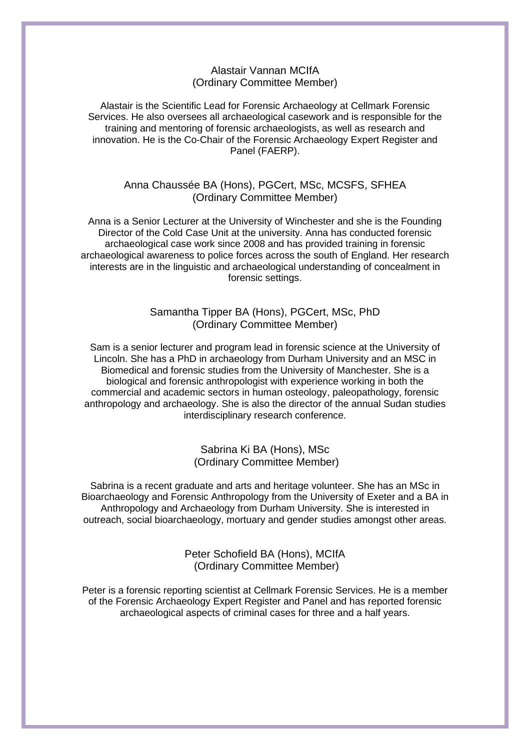Alastair Vannan MCIfA
(Ordinary Committee Member)

Alastair is the Scientific Lead for Forensic Archaeology at Cellmark Forensic Services. He also oversees all archaeological casework and is responsible for the training and mentoring of forensic archaeologists, as well as research and innovation. He is the Co-Chair of the Forensic Archaeology Expert Register and Panel (FAERP).

Anna Chaussée BA (Hons), PGCert, MSc, MCSFS, SFHEA
(Ordinary Committee Member)

Anna is a Senior Lecturer at the University of Winchester and she is the Founding Director of the Cold Case Unit at the university. Anna has conducted forensic archaeological case work since 2008 and has provided training in forensic archaeological awareness to police forces across the south of England. Her research interests are in the linguistic and archaeological understanding of concealment in forensic settings.

Samantha Tipper BA (Hons), PGCert, MSc, PhD
(Ordinary Committee Member)

Sam is a senior lecturer and program lead in forensic science at the University of Lincoln. She has a PhD in archaeology from Durham University and an MSC in Biomedical and forensic studies from the University of Manchester. She is a biological and forensic anthropologist with experience working in both the commercial and academic sectors in human osteology, paleopathology, forensic anthropology and archaeology. She is also the director of the annual Sudan studies interdisciplinary research conference.

Sabrina Ki BA (Hons), MSc
(Ordinary Committee Member)

Sabrina is a recent graduate and arts and heritage volunteer. She has an MSc in Bioarchaeology and Forensic Anthropology from the University of Exeter and a BA in Anthropology and Archaeology from Durham University. She is interested in outreach, social bioarchaeology, mortuary and gender studies amongst other areas.

Peter Schofield BA (Hons), MCIfA
(Ordinary Committee Member)

Peter is a forensic reporting scientist at Cellmark Forensic Services. He is a member of the Forensic Archaeology Expert Register and Panel and has reported forensic archaeological aspects of criminal cases for three and a half years.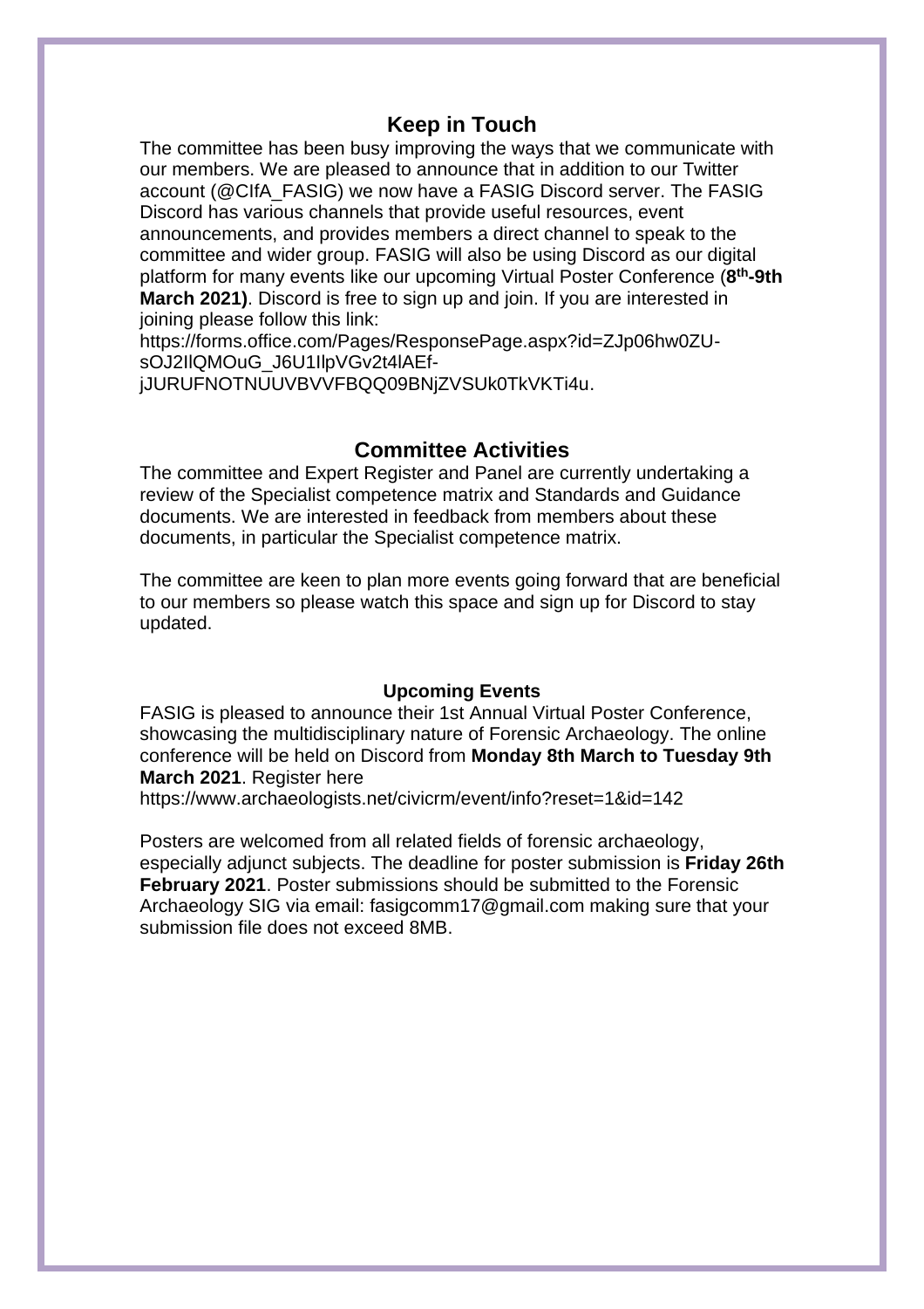## Keep in Touch

The committee has been busy improving the ways that we communicate with our members. We are pleased to announce that in addition to our Twitter account (@CIfA_FASIG) we now have a FASIG Discord server. The FASIG Discord has various channels that provide useful resources, event announcements, and provides members a direct channel to speak to the committee and wider group. FASIG will also be using Discord as our digital platform for many events like our upcoming Virtual Poster Conference (**8th-9th March 2021)**. Discord is free to sign up and join. If you are interested in joining please follow this link:
https://forms.office.com/Pages/ResponsePage.aspx?id=ZJp06hw0ZU-sOJ2IlQMOuG_J6U1IlpVGv2t4lAEf-jJURUFNOTNUUVBVVFBQQ09BNjZVSUk0TkVKTi4u.

## Committee Activities

The committee and Expert Register and Panel are currently undertaking a review of the Specialist competence matrix and Standards and Guidance documents. We are interested in feedback from members about these documents, in particular the Specialist competence matrix.

The committee are keen to plan more events going forward that are beneficial to our members so please watch this space and sign up for Discord to stay updated.

### Upcoming Events

FASIG is pleased to announce their 1st Annual Virtual Poster Conference, showcasing the multidisciplinary nature of Forensic Archaeology. The online conference will be held on Discord from **Monday 8th March to Tuesday 9th March 2021**. Register here
https://www.archaeologists.net/civicrm/event/info?reset=1&id=142

Posters are welcomed from all related fields of forensic archaeology, especially adjunct subjects. The deadline for poster submission is **Friday 26th February 2021**. Poster submissions should be submitted to the Forensic Archaeology SIG via email: fasigcomm17@gmail.com making sure that your submission file does not exceed 8MB.